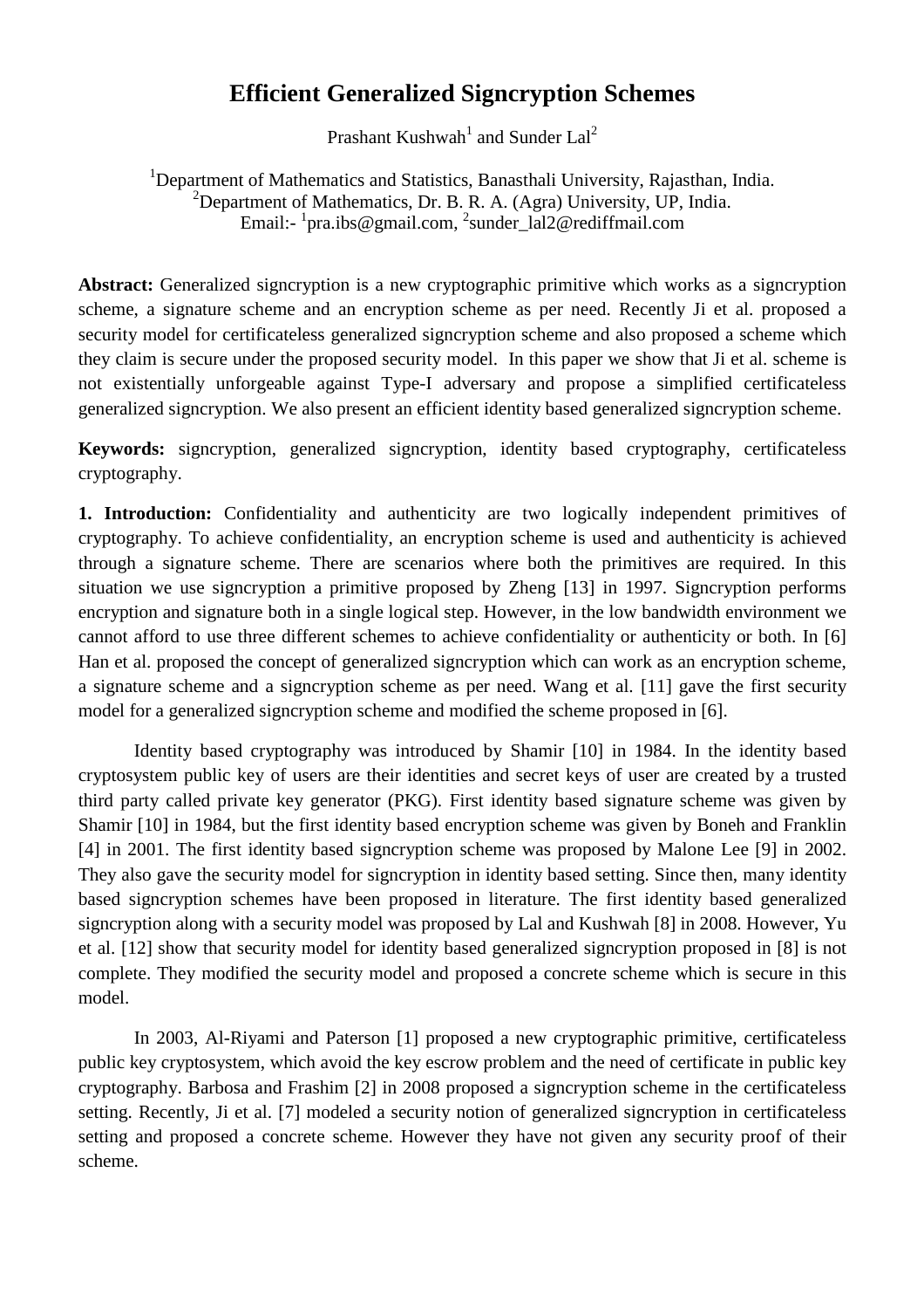# Efficient Generalized Signcryption Schemes

Prashant Kushwah[1] and Sunder Lal[2]

[1]Department of Mathematics and Statistics, Banasthali University, Rajasthan, India.
[2]Department of Mathematics, Dr. B. R. A. (Agra) University, UP, India.
Email:- [1]pra.ibs@gmail.com, [2]sunder_lal2@rediffmail.com

**Abstract:** Generalized signcryption is a new cryptographic primitive which works as a signcryption scheme, a signature scheme and an encryption scheme as per need. Recently Ji et al. proposed a security model for certificateless generalized signcryption scheme and also proposed a scheme which they claim is secure under the proposed security model. In this paper we show that Ji et al. scheme is not existentially unforgeable against Type-I adversary and propose a simplified certificateless generalized signcryption. We also present an efficient identity based generalized signcryption scheme.

**Keywords:** signcryption, generalized signcryption, identity based cryptography, certificateless cryptography.

**1. Introduction:** Confidentiality and authenticity are two logically independent primitives of cryptography. To achieve confidentiality, an encryption scheme is used and authenticity is achieved through a signature scheme. There are scenarios where both the primitives are required. In this situation we use signcryption a primitive proposed by Zheng [13] in 1997. Signcryption performs encryption and signature both in a single logical step. However, in the low bandwidth environment we cannot afford to use three different schemes to achieve confidentiality or authenticity or both. In [6] Han et al. proposed the concept of generalized signcryption which can work as an encryption scheme, a signature scheme and a signcryption scheme as per need. Wang et al. [11] gave the first security model for a generalized signcryption scheme and modified the scheme proposed in [6].

Identity based cryptography was introduced by Shamir [10] in 1984. In the identity based cryptosystem public key of users are their identities and secret keys of user are created by a trusted third party called private key generator (PKG). First identity based signature scheme was given by Shamir [10] in 1984, but the first identity based encryption scheme was given by Boneh and Franklin [4] in 2001. The first identity based signcryption scheme was proposed by Malone Lee [9] in 2002. They also gave the security model for signcryption in identity based setting. Since then, many identity based signcryption schemes have been proposed in literature. The first identity based generalized signcryption along with a security model was proposed by Lal and Kushwah [8] in 2008. However, Yu et al. [12] show that security model for identity based generalized signcryption proposed in [8] is not complete. They modified the security model and proposed a concrete scheme which is secure in this model.

In 2003, Al-Riyami and Paterson [1] proposed a new cryptographic primitive, certificateless public key cryptosystem, which avoid the key escrow problem and the need of certificate in public key cryptography. Barbosa and Frashim [2] in 2008 proposed a signcryption scheme in the certificateless setting. Recently, Ji et al. [7] modeled a security notion of generalized signcryption in certificateless setting and proposed a concrete scheme. However they have not given any security proof of their scheme.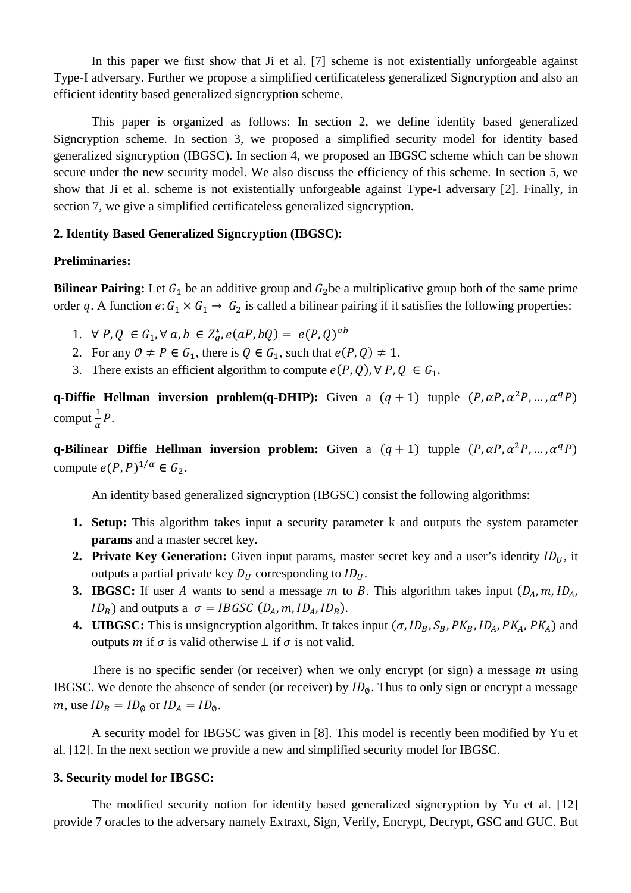In this paper we first show that Ji et al. [7] scheme is not existentially unforgeable against Type-I adversary. Further we propose a simplified certificateless generalized Signcryption and also an efficient identity based generalized signcryption scheme.

This paper is organized as follows: In section 2, we define identity based generalized Signcryption scheme. In section 3, we proposed a simplified security model for identity based generalized signcryption (IBGSC). In section 4, we proposed an IBGSC scheme which can be shown secure under the new security model. We also discuss the efficiency of this scheme. In section 5, we show that Ji et al. scheme is not existentially unforgeable against Type-I adversary [2]. Finally, in section 7, we give a simplified certificateless generalized signcryption.

**2. Identity Based Generalized Signcryption (IBGSC):**

**Preliminaries:**

**Bilinear Pairing:** Let $G_1$ be an additive group and $G_2$be a multiplicative group both of the same prime order $q$. A function $e: G_1 \times G_1 \rightarrow G_2$ is called a bilinear pairing if it satisfies the following properties:

1. $\forall P, Q \in G_1, \forall a, b \in Z_q^*, e(aP, bQ) = e(P, Q)^{ab}$
2. For any $\mathcal{O} \neq P \in G_1$, there is $Q \in G_1$, such that $e(P, Q) \neq 1$.
3. There exists an efficient algorithm to compute $e(P, Q), \forall P, Q \in G_1$.

**q-Diffie Hellman inversion problem(q-DHIP):** Given a $(q+1)$ tupple $(P, \alpha P, \alpha^2 P, \dots, \alpha^q P)$ comput $\frac{1}{\alpha}P$.

**q-Bilinear Diffie Hellman inversion problem:** Given a $(q+1)$ tupple $(P, \alpha P, \alpha^2 P, \dots, \alpha^q P)$ compute $e(P, P)^{1/\alpha} \in G_2$.

An identity based generalized signcryption (IBGSC) consist the following algorithms:

1. **Setup:** This algorithm takes input a security parameter k and outputs the system parameter **params** and a master secret key.
2. **Private Key Generation:** Given input params, master secret key and a user's identity $ID_U$, it outputs a partial private key $D_U$ corresponding to $ID_U$.
3. **IBGSC:** If user $A$ wants to send a message $m$ to $B$. This algorithm takes input $(D_A, m, ID_A, ID_B)$ and outputs a $\sigma = IBGSC\ (D_A, m, ID_A, ID_B)$.
4. **UIBGSC:** This is unsigncryption algorithm. It takes input $(\sigma, ID_B, S_B, PK_B, ID_A, PK_A, PK_A)$ and outputs $m$ if $\sigma$ is valid otherwise $\perp$ if $\sigma$ is not valid.

There is no specific sender (or receiver) when we only encrypt (or sign) a message $m$ using IBGSC. We denote the absence of sender (or receiver) by $ID_\emptyset$. Thus to only sign or encrypt a message $m$, use $ID_B = ID_\emptyset$ or $ID_A = ID_\emptyset$.

A security model for IBGSC was given in [8]. This model is recently been modified by Yu et al. [12]. In the next section we provide a new and simplified security model for IBGSC.

**3. Security model for IBGSC:**

The modified security notion for identity based generalized signcryption by Yu et al. [12] provide 7 oracles to the adversary namely Extraxt, Sign, Verify, Encrypt, Decrypt, GSC and GUC. But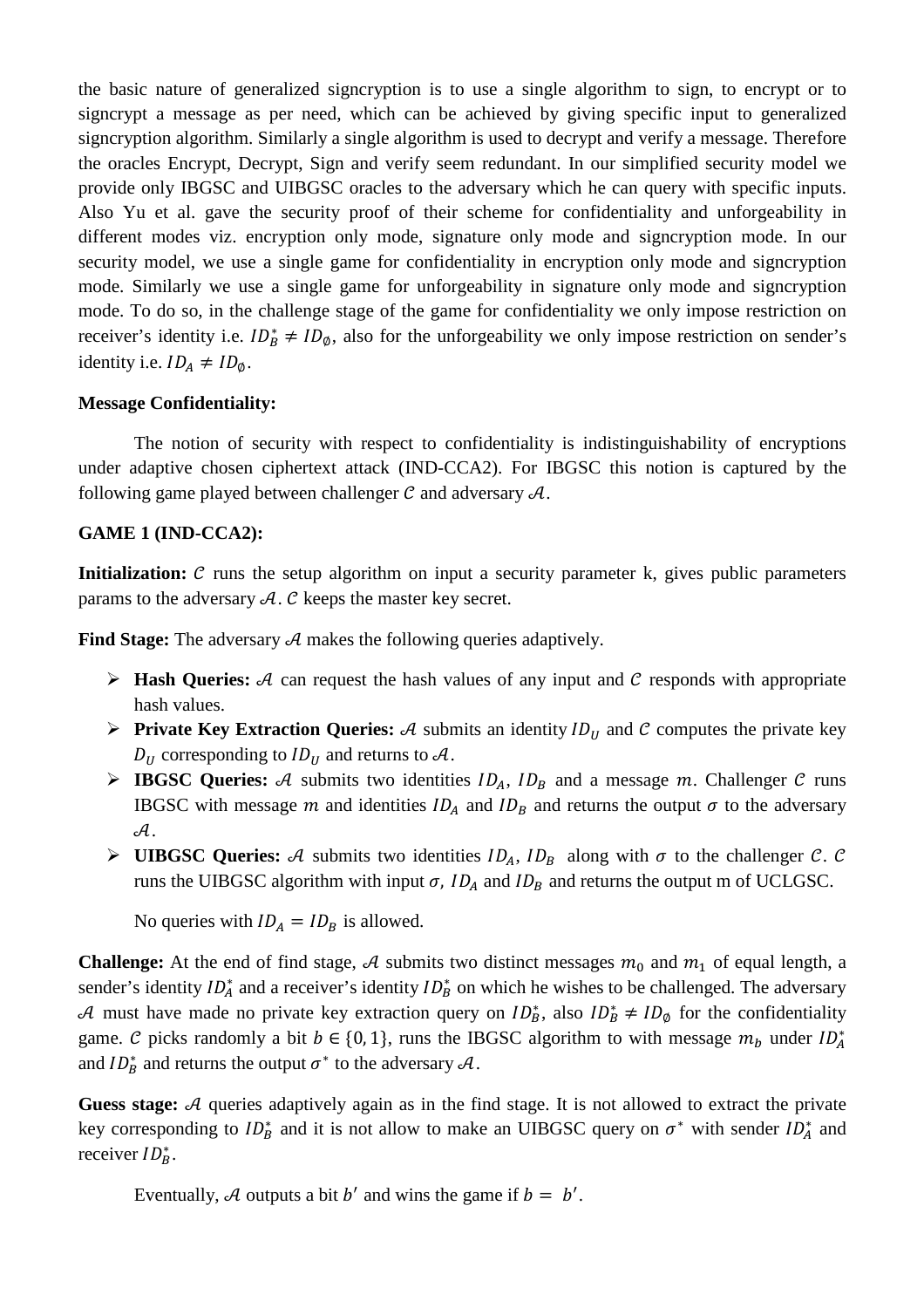the basic nature of generalized signcryption is to use a single algorithm to sign, to encrypt or to signcrypt a message as per need, which can be achieved by giving specific input to generalized signcryption algorithm. Similarly a single algorithm is used to decrypt and verify a message. Therefore the oracles Encrypt, Decrypt, Sign and verify seem redundant. In our simplified security model we provide only IBGSC and UIBGSC oracles to the adversary which he can query with specific inputs. Also Yu et al. gave the security proof of their scheme for confidentiality and unforgeability in different modes viz. encryption only mode, signature only mode and signcryption mode. In our security model, we use a single game for confidentiality in encryption only mode and signcryption mode. Similarly we use a single game for unforgeability in signature only mode and signcryption mode. To do so, in the challenge stage of the game for confidentiality we only impose restriction on receiver's identity i.e. $ID_B^* \neq ID_\emptyset$, also for the unforgeability we only impose restriction on sender's identity i.e. $ID_A \neq ID_\emptyset$.

**Message Confidentiality:**

The notion of security with respect to confidentiality is indistinguishability of encryptions under adaptive chosen ciphertext attack (IND-CCA2). For IBGSC this notion is captured by the following game played between challenger $\mathcal{C}$ and adversary $\mathcal{A}$.

**GAME 1 (IND-CCA2):**

**Initialization:** $\mathcal{C}$ runs the setup algorithm on input a security parameter k, gives public parameters params to the adversary $\mathcal{A}$. $\mathcal{C}$ keeps the master key secret.

**Find Stage:** The adversary $\mathcal{A}$ makes the following queries adaptively.

- **Hash Queries:** $\mathcal{A}$ can request the hash values of any input and $\mathcal{C}$ responds with appropriate hash values.
- **Private Key Extraction Queries:** $\mathcal{A}$ submits an identity $ID_U$ and $\mathcal{C}$ computes the private key $D_U$ corresponding to $ID_U$ and returns to $\mathcal{A}$.
- **IBGSC Queries:** $\mathcal{A}$ submits two identities $ID_A$, $ID_B$ and a message $m$. Challenger $\mathcal{C}$ runs IBGSC with message $m$ and identities $ID_A$ and $ID_B$ and returns the output $\sigma$ to the adversary $\mathcal{A}$.
- **UIBGSC Queries:** $\mathcal{A}$ submits two identities $ID_A$, $ID_B$ along with $\sigma$ to the challenger $\mathcal{C}$. $\mathcal{C}$ runs the UIBGSC algorithm with input $\sigma$, $ID_A$ and $ID_B$ and returns the output m of UCLGSC.

  No queries with $ID_A = ID_B$ is allowed.

**Challenge:** At the end of find stage, $\mathcal{A}$ submits two distinct messages $m_0$ and $m_1$ of equal length, a sender's identity $ID_A^*$ and a receiver's identity $ID_B^*$ on which he wishes to be challenged. The adversary $\mathcal{A}$ must have made no private key extraction query on $ID_B^*$, also $ID_B^* \neq ID_\emptyset$ for the confidentiality game. $\mathcal{C}$ picks randomly a bit $b \in \{0, 1\}$, runs the IBGSC algorithm to with message $m_b$ under $ID_A^*$ and $ID_B^*$ and returns the output $\sigma^*$ to the adversary $\mathcal{A}$.

**Guess stage:** $\mathcal{A}$ queries adaptively again as in the find stage. It is not allowed to extract the private key corresponding to $ID_B^*$ and it is not allow to make an UIBGSC query on $\sigma^*$ with sender $ID_A^*$ and receiver $ID_B^*$.

Eventually, $\mathcal{A}$ outputs a bit $b'$ and wins the game if $b = b'$.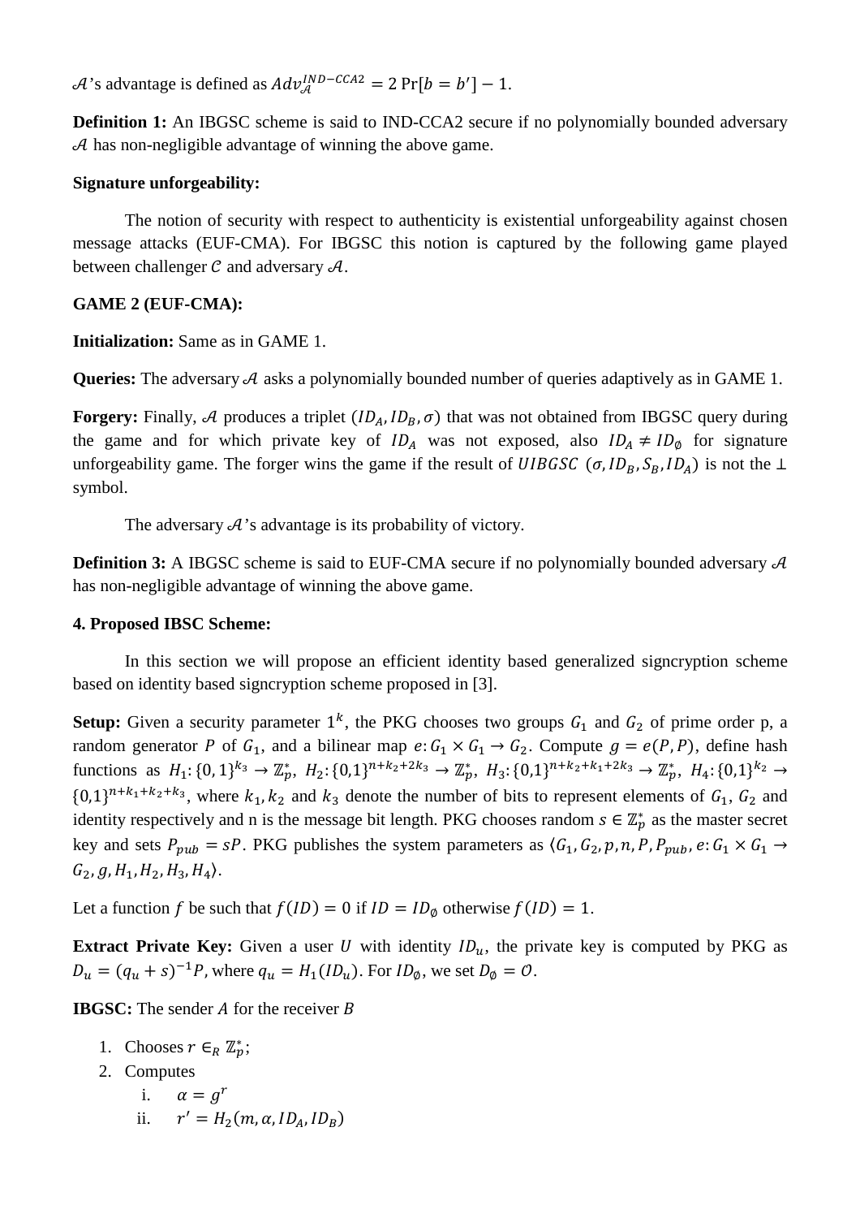$\mathcal{A}$'s advantage is defined as $Adv_{\mathcal{A}}^{IND-CCA2} = 2\Pr[b = b'] - 1$.

**Definition 1:** An IBGSC scheme is said to IND-CCA2 secure if no polynomially bounded adversary $\mathcal{A}$ has non-negligible advantage of winning the above game.

**Signature unforgeability:**

The notion of security with respect to authenticity is existential unforgeability against chosen message attacks (EUF-CMA). For IBGSC this notion is captured by the following game played between challenger $\mathcal{C}$ and adversary $\mathcal{A}$.

**GAME 2 (EUF-CMA):**

**Initialization:** Same as in GAME 1.

**Queries:** The adversary $\mathcal{A}$ asks a polynomially bounded number of queries adaptively as in GAME 1.

**Forgery:** Finally, $\mathcal{A}$ produces a triplet $(ID_A, ID_B, \sigma)$ that was not obtained from IBGSC query during the game and for which private key of $ID_A$ was not exposed, also $ID_A \neq ID_\emptyset$ for signature unforgeability game. The forger wins the game if the result of $UIBGSC\ (\sigma, ID_B, S_B, ID_A)$ is not the $\perp$ symbol.

The adversary $\mathcal{A}$'s advantage is its probability of victory.

**Definition 3:** A IBGSC scheme is said to EUF-CMA secure if no polynomially bounded adversary $\mathcal{A}$ has non-negligible advantage of winning the above game.

**4. Proposed IBSC Scheme:**

In this section we will propose an efficient identity based generalized signcryption scheme based on identity based signcryption scheme proposed in [3].

**Setup:** Given a security parameter $1^k$, the PKG chooses two groups $G_1$ and $G_2$ of prime order p, a random generator $P$ of $G_1$, and a bilinear map $e: G_1 \times G_1 \rightarrow G_2$. Compute $g = e(P, P)$, define hash functions as $H_1: \{0,1\}^{k_3} \rightarrow \mathbb{Z}_p^*$, $H_2: \{0,1\}^{n+k_2+2k_3} \rightarrow \mathbb{Z}_p^*$, $H_3: \{0,1\}^{n+k_2+k_1+2k_3} \rightarrow \mathbb{Z}_p^*$, $H_4: \{0,1\}^{k_2} \rightarrow \{0,1\}^{n+k_1+k_2+k_3}$, where $k_1, k_2$ and $k_3$ denote the number of bits to represent elements of $G_1$, $G_2$ and identity respectively and n is the message bit length. PKG chooses random $s \in \mathbb{Z}_p^*$ as the master secret key and sets $P_{pub} = sP$. PKG publishes the system parameters as $\langle G_1, G_2, p, n, P, P_{pub}, e: G_1 \times G_1 \rightarrow G_2, g, H_1, H_2, H_3, H_4 \rangle$.

Let a function $f$ be such that $f(ID) = 0$ if $ID = ID_\emptyset$ otherwise $f(ID) = 1$.

**Extract Private Key:** Given a user $U$ with identity $ID_u$, the private key is computed by PKG as $D_u = (q_u + s)^{-1}P$, where $q_u = H_1(ID_u)$. For $ID_\emptyset$, we set $D_\emptyset = \mathcal{O}$.

**IBGSC:** The sender $A$ for the receiver $B$

1. Chooses $r \in_R \mathbb{Z}_p^*$;
2. Computes
   i. $\alpha = g^r$
   ii. $r' = H_2(m, \alpha, ID_A, ID_B)$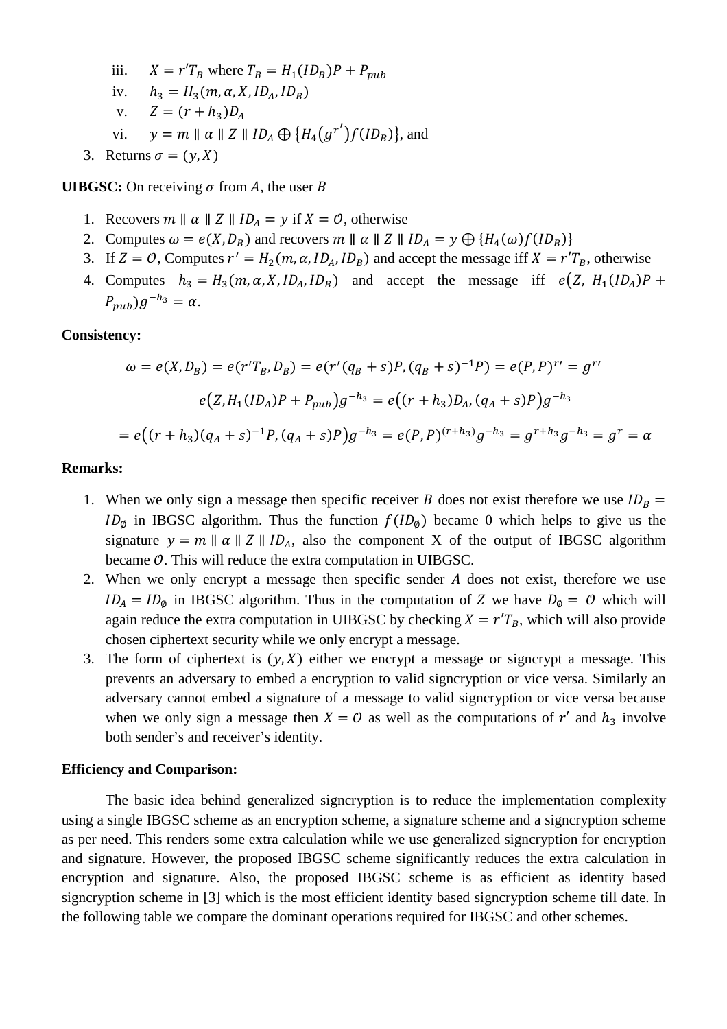iii. $X = r'T_B$ where $T_B = H_1(ID_B)P + P_{pub}$

iv. $h_3 = H_3(m, \alpha, X, ID_A, ID_B)$

v. $Z = (r + h_3)D_A$

vi. $y = m \parallel \alpha \parallel Z \parallel ID_A \oplus \{H_4(g^{r'})f(ID_B)\}$, and

3. Returns $\sigma = (y, X)$

**UIBGSC:** On receiving $\sigma$ from $A$, the user $B$

1. Recovers $m \parallel \alpha \parallel Z \parallel ID_A = y$ if $X = \mathcal{O}$, otherwise
2. Computes $\omega = e(X, D_B)$ and recovers $m \parallel \alpha \parallel Z \parallel ID_A = y \oplus \{H_4(\omega)f(ID_B)\}$
3. If $Z = \mathcal{O}$, Computes $r' = H_2(m, \alpha, ID_A, ID_B)$ and accept the message iff $X = r'T_B$, otherwise
4. Computes $h_3 = H_3(m, \alpha, X, ID_A, ID_B)$ and accept the message iff $e\big(Z,\ H_1(ID_A)P + P_{pub}\big)g^{-h_3} = \alpha$.

**Consistency:**

$$\omega = e(X, D_B) = e(r'T_B, D_B) = e(r'(q_B + s)P, (q_B + s)^{-1}P) = e(P, P)^{r'} = g^{r'}$$

$$e\big(Z, H_1(ID_A)P + P_{pub}\big)g^{-h_3} = e\big((r + h_3)D_A, (q_A + s)P\big)g^{-h_3}$$

$$= e\big((r + h_3)(q_A + s)^{-1}P, (q_A + s)P\big)g^{-h_3} = e(P, P)^{(r+h_3)}g^{-h_3} = g^{r+h_3}g^{-h_3} = g^r = \alpha$$

**Remarks:**

1. When we only sign a message then specific receiver $B$ does not exist therefore we use $ID_B = ID_\emptyset$ in IBGSC algorithm. Thus the function $f(ID_\emptyset)$ became 0 which helps to give us the signature $y = m \parallel \alpha \parallel Z \parallel ID_A$, also the component X of the output of IBGSC algorithm became $\mathcal{O}$. This will reduce the extra computation in UIBGSC.
2. When we only encrypt a message then specific sender $A$ does not exist, therefore we use $ID_A = ID_\emptyset$ in IBGSC algorithm. Thus in the computation of $Z$ we have $D_\emptyset = \mathcal{O}$ which will again reduce the extra computation in UIBGSC by checking $X = r'T_B$, which will also provide chosen ciphertext security while we only encrypt a message.
3. The form of ciphertext is $(y, X)$ either we encrypt a message or signcrypt a message. This prevents an adversary to embed a encryption to valid signcryption or vice versa. Similarly an adversary cannot embed a signature of a message to valid signcryption or vice versa because when we only sign a message then $X = \mathcal{O}$ as well as the computations of $r'$ and $h_3$ involve both sender's and receiver's identity.

**Efficiency and Comparison:**

The basic idea behind generalized signcryption is to reduce the implementation complexity using a single IBGSC scheme as an encryption scheme, a signature scheme and a signcryption scheme as per need. This renders some extra calculation while we use generalized signcryption for encryption and signature. However, the proposed IBGSC scheme significantly reduces the extra calculation in encryption and signature. Also, the proposed IBGSC scheme is as efficient as identity based signcryption scheme in [3] which is the most efficient identity based signcryption scheme till date. In the following table we compare the dominant operations required for IBGSC and other schemes.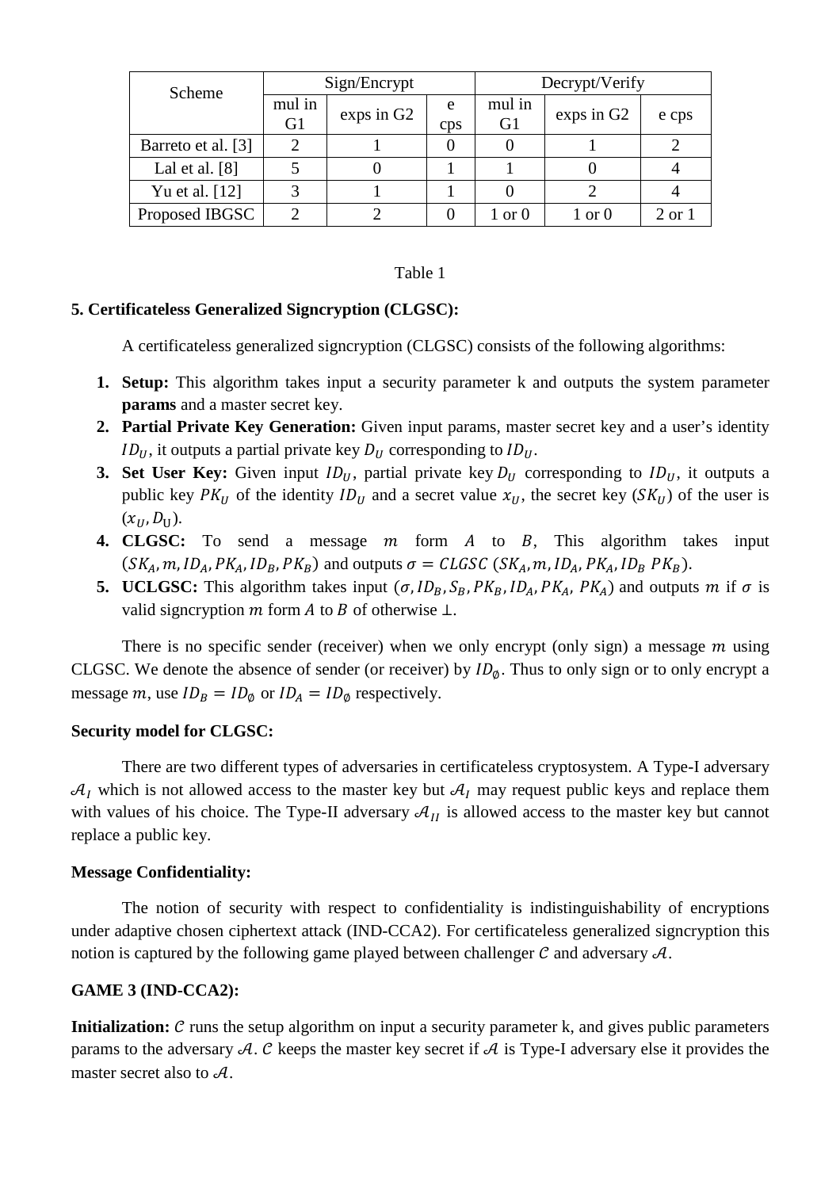| Scheme | Sign/Encrypt | | | Decrypt/Verify | | |
|---|---|---|---|---|---|---|
| | mul in G1 | exps in G2 | e cps | mul in G1 | exps in G2 | e cps |
| Barreto et al. [3] | 2 | 1 | 0 | 0 | 1 | 2 |
| Lal et al. [8] | 5 | 0 | 1 | 1 | 0 | 4 |
| Yu et al. [12] | 3 | 1 | 1 | 0 | 2 | 4 |
| Proposed IBGSC | 2 | 2 | 0 | 1 or 0 | 1 or 0 | 2 or 1 |

Table 1

### 5. Certificateless Generalized Signcryption (CLGSC):

A certificateless generalized signcryption (CLGSC) consists of the following algorithms:

1. **Setup:** This algorithm takes input a security parameter k and outputs the system parameter **params** and a master secret key.
2. **Partial Private Key Generation:** Given input params, master secret key and a user's identity $ID_U$, it outputs a partial private key $D_U$ corresponding to $ID_U$.
3. **Set User Key:** Given input $ID_U$, partial private key $D_U$ corresponding to $ID_U$, it outputs a public key $PK_U$ of the identity $ID_U$ and a secret value $x_U$, the secret key $(SK_U)$ of the user is $(x_U, D_U)$.
4. **CLGSC:** To send a message $m$ form $A$ to $B$, This algorithm takes input $(SK_A, m, ID_A, PK_A, ID_B, PK_B)$ and outputs $\sigma = CLGSC\ (SK_A, m, ID_A, PK_A, ID_B\ PK_B)$.
5. **UCLGSC:** This algorithm takes input $(\sigma, ID_B, S_B, PK_B, ID_A, PK_A,\ PK_A)$ and outputs $m$ if $\sigma$ is valid signcryption $m$ form $A$ to $B$ of otherwise $\perp$.

There is no specific sender (receiver) when we only encrypt (only sign) a message $m$ using CLGSC. We denote the absence of sender (or receiver) by $ID_\emptyset$. Thus to only sign or to only encrypt a message $m$, use $ID_B = ID_\emptyset$ or $ID_A = ID_\emptyset$ respectively.

**Security model for CLGSC:**

There are two different types of adversaries in certificateless cryptosystem. A Type-I adversary $\mathcal{A}_I$ which is not allowed access to the master key but $\mathcal{A}_I$ may request public keys and replace them with values of his choice. The Type-II adversary $\mathcal{A}_{II}$ is allowed access to the master key but cannot replace a public key.

**Message Confidentiality:**

The notion of security with respect to confidentiality is indistinguishability of encryptions under adaptive chosen ciphertext attack (IND-CCA2). For certificateless generalized signcryption this notion is captured by the following game played between challenger $\mathcal{C}$ and adversary $\mathcal{A}$.

**GAME 3 (IND-CCA2):**

**Initialization:** $\mathcal{C}$ runs the setup algorithm on input a security parameter k, and gives public parameters params to the adversary $\mathcal{A}$. $\mathcal{C}$ keeps the master key secret if $\mathcal{A}$ is Type-I adversary else it provides the master secret also to $\mathcal{A}$.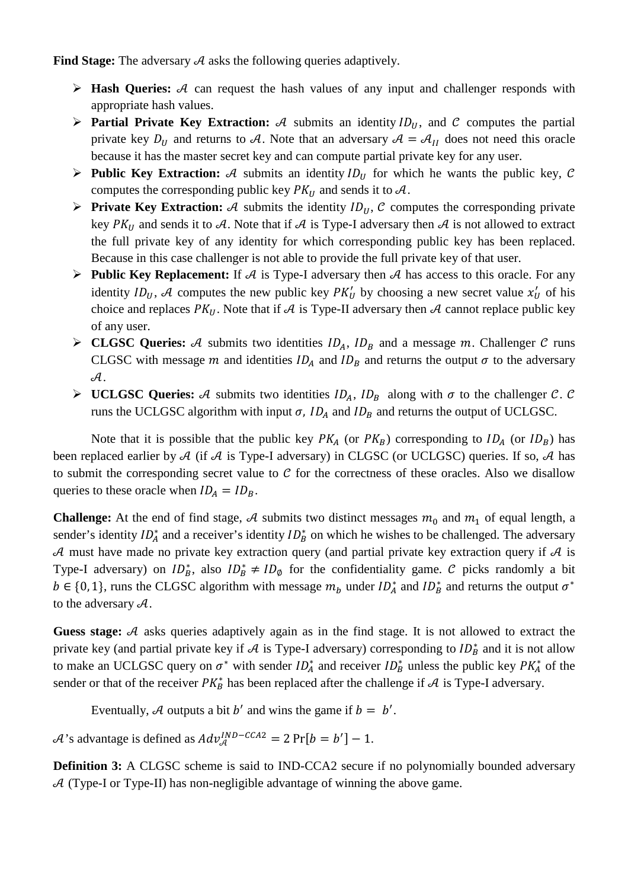**Find Stage:** The adversary $\mathcal{A}$ asks the following queries adaptively.

- **Hash Queries:** $\mathcal{A}$ can request the hash values of any input and challenger responds with appropriate hash values.
- **Partial Private Key Extraction:** $\mathcal{A}$ submits an identity $ID_U$, and $\mathcal{C}$ computes the partial private key $D_U$ and returns to $\mathcal{A}$. Note that an adversary $\mathcal{A} = \mathcal{A}_{II}$ does not need this oracle because it has the master secret key and can compute partial private key for any user.
- **Public Key Extraction:** $\mathcal{A}$ submits an identity $ID_U$ for which he wants the public key, $\mathcal{C}$ computes the corresponding public key $PK_U$ and sends it to $\mathcal{A}$.
- **Private Key Extraction:** $\mathcal{A}$ submits the identity $ID_U$, $\mathcal{C}$ computes the corresponding private key $PK_U$ and sends it to $\mathcal{A}$. Note that if $\mathcal{A}$ is Type-I adversary then $\mathcal{A}$ is not allowed to extract the full private key of any identity for which corresponding public key has been replaced. Because in this case challenger is not able to provide the full private key of that user.
- **Public Key Replacement:** If $\mathcal{A}$ is Type-I adversary then $\mathcal{A}$ has access to this oracle. For any identity $ID_U$, $\mathcal{A}$ computes the new public key $PK'_U$ by choosing a new secret value $x'_U$ of his choice and replaces $PK_U$. Note that if $\mathcal{A}$ is Type-II adversary then $\mathcal{A}$ cannot replace public key of any user.
- **CLGSC Queries:** $\mathcal{A}$ submits two identities $ID_A$, $ID_B$ and a message $m$. Challenger $\mathcal{C}$ runs CLGSC with message $m$ and identities $ID_A$ and $ID_B$ and returns the output $\sigma$ to the adversary $\mathcal{A}$.
- **UCLGSC Queries:** $\mathcal{A}$ submits two identities $ID_A$, $ID_B$ along with $\sigma$ to the challenger $\mathcal{C}$. $\mathcal{C}$ runs the UCLGSC algorithm with input $\sigma$, $ID_A$ and $ID_B$ and returns the output of UCLGSC.

Note that it is possible that the public key $PK_A$ (or $PK_B$) corresponding to $ID_A$ (or $ID_B$) has been replaced earlier by $\mathcal{A}$ (if $\mathcal{A}$ is Type-I adversary) in CLGSC (or UCLGSC) queries. If so, $\mathcal{A}$ has to submit the corresponding secret value to $\mathcal{C}$ for the correctness of these oracles. Also we disallow queries to these oracle when $ID_A = ID_B$.

**Challenge:** At the end of find stage, $\mathcal{A}$ submits two distinct messages $m_0$ and $m_1$ of equal length, a sender's identity $ID_A^*$ and a receiver's identity $ID_B^*$ on which he wishes to be challenged. The adversary $\mathcal{A}$ must have made no private key extraction query (and partial private key extraction query if $\mathcal{A}$ is Type-I adversary) on $ID_B^*$, also $ID_B^* \neq ID_\emptyset$ for the confidentiality game. $\mathcal{C}$ picks randomly a bit $b \in \{0, 1\}$, runs the CLGSC algorithm with message $m_b$ under $ID_A^*$ and $ID_B^*$ and returns the output $\sigma^*$ to the adversary $\mathcal{A}$.

**Guess stage:** $\mathcal{A}$ asks queries adaptively again as in the find stage. It is not allowed to extract the private key (and partial private key if $\mathcal{A}$ is Type-I adversary) corresponding to $ID_B^*$ and it is not allow to make an UCLGSC query on $\sigma^*$ with sender $ID_A^*$ and receiver $ID_B^*$ unless the public key $PK_A^*$ of the sender or that of the receiver $PK_B^*$ has been replaced after the challenge if $\mathcal{A}$ is Type-I adversary.

Eventually, $\mathcal{A}$ outputs a bit $b'$ and wins the game if $b = b'$.

$\mathcal{A}$'s advantage is defined as $Adv_{\mathcal{A}}^{IND-CCA2} = 2\Pr[b = b'] - 1$.

**Definition 3:** A CLGSC scheme is said to IND-CCA2 secure if no polynomially bounded adversary $\mathcal{A}$ (Type-I or Type-II) has non-negligible advantage of winning the above game.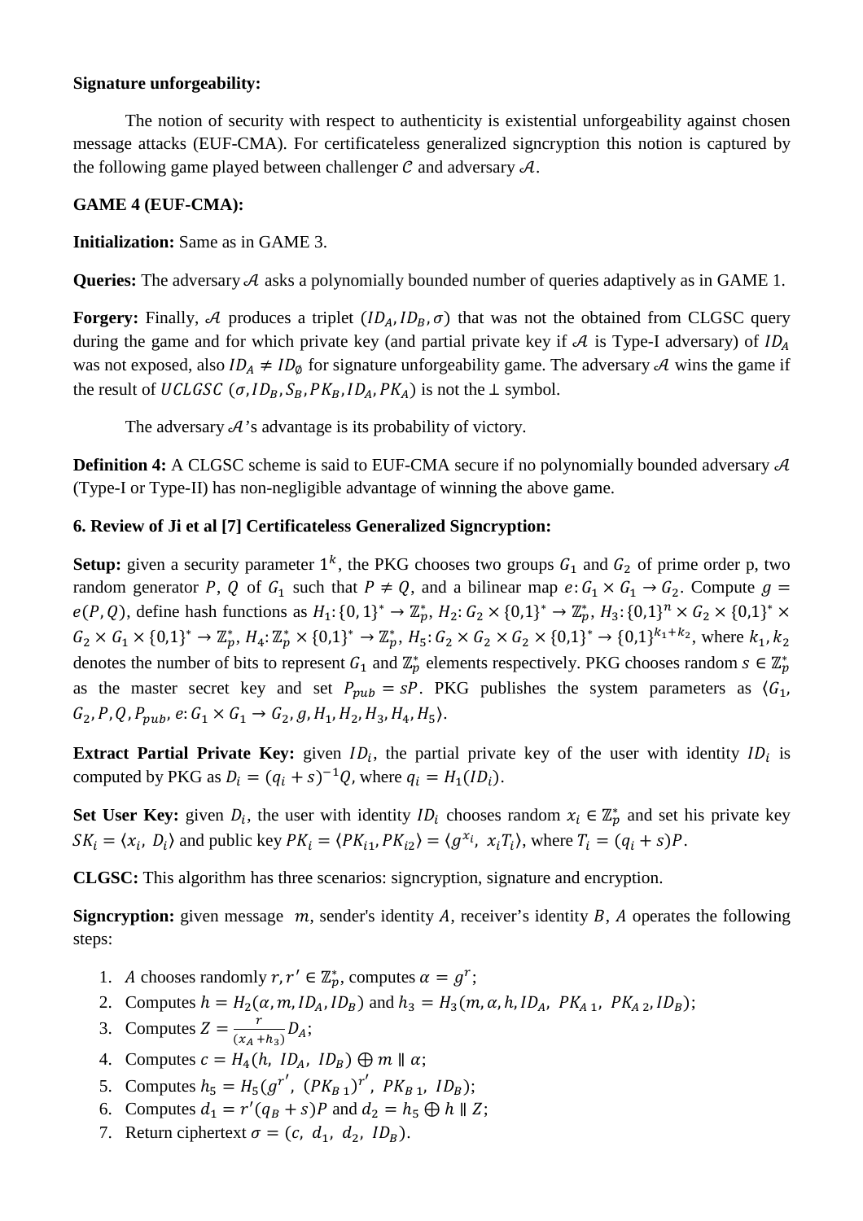**Signature unforgeability:**

The notion of security with respect to authenticity is existential unforgeability against chosen message attacks (EUF-CMA). For certificateless generalized signcryption this notion is captured by the following game played between challenger $\mathcal{C}$ and adversary $\mathcal{A}$.

**GAME 4 (EUF-CMA):**

**Initialization:** Same as in GAME 3.

**Queries:** The adversary $\mathcal{A}$ asks a polynomially bounded number of queries adaptively as in GAME 1.

**Forgery:** Finally, $\mathcal{A}$ produces a triplet $(ID_A, ID_B, \sigma)$ that was not the obtained from CLGSC query during the game and for which private key (and partial private key if $\mathcal{A}$ is Type-I adversary) of $ID_A$ was not exposed, also $ID_A \neq ID_\emptyset$ for signature unforgeability game. The adversary $\mathcal{A}$ wins the game if the result of $UCLGSC\ (\sigma, ID_B, S_B, PK_B, ID_A, PK_A)$ is not the $\perp$ symbol.

The adversary $\mathcal{A}$'s advantage is its probability of victory.

**Definition 4:** A CLGSC scheme is said to EUF-CMA secure if no polynomially bounded adversary $\mathcal{A}$ (Type-I or Type-II) has non-negligible advantage of winning the above game.

**6. Review of Ji et al [7] Certificateless Generalized Signcryption:**

**Setup:** given a security parameter $1^k$, the PKG chooses two groups $G_1$ and $G_2$ of prime order p, two random generator $P$, $Q$ of $G_1$ such that $P \neq Q$, and a bilinear map $e: G_1 \times G_1 \rightarrow G_2$. Compute $g = e(P, Q)$, define hash functions as $H_1: \{0,1\}^* \rightarrow \mathbb{Z}_p^*$, $H_2: G_2 \times \{0,1\}^* \rightarrow \mathbb{Z}_p^*$, $H_3: \{0,1\}^n \times G_2 \times \{0,1\}^* \times G_2 \times G_1 \times \{0,1\}^* \rightarrow \mathbb{Z}_p^*$, $H_4: \mathbb{Z}_p^* \times \{0,1\}^* \rightarrow \mathbb{Z}_p^*$, $H_5: G_2 \times G_2 \times G_2 \times \{0,1\}^* \rightarrow \{0,1\}^{k_1+k_2}$, where $k_1, k_2$ denotes the number of bits to represent $G_1$ and $\mathbb{Z}_p^*$ elements respectively. PKG chooses random $s \in \mathbb{Z}_p^*$ as the master secret key and set $P_{pub} = sP$. PKG publishes the system parameters as $\langle G_1, G_2, P, Q, P_{pub}, e: G_1 \times G_1 \rightarrow G_2, g, H_1, H_2, H_3, H_4, H_5 \rangle$.

**Extract Partial Private Key:** given $ID_i$, the partial private key of the user with identity $ID_i$ is computed by PKG as $D_i = (q_i + s)^{-1}Q$, where $q_i = H_1(ID_i)$.

**Set User Key:** given $D_i$, the user with identity $ID_i$ chooses random $x_i \in \mathbb{Z}_p^*$ and set his private key $SK_i = \langle x_i,\ D_i \rangle$ and public key $PK_i = \langle PK_{i1}, PK_{i2} \rangle = \langle g^{x_i},\ x_i T_i \rangle$, where $T_i = (q_i + s)P$.

**CLGSC:** This algorithm has three scenarios: signcryption, signature and encryption.

**Signcryption:** given message $m$, sender's identity $A$, receiver's identity $B$, $A$ operates the following steps:

1. $A$ chooses randomly $r, r' \in \mathbb{Z}_p^*$, computes $\alpha = g^r$;
2. Computes $h = H_2(\alpha, m, ID_A, ID_B)$ and $h_3 = H_3(m, \alpha, h, ID_A,\ PK_{A\,1},\ PK_{A\,2}, ID_B)$;
3. Computes $Z = \frac{r}{(x_A + h_3)} D_A$;
4. Computes $c = H_4(h,\ ID_A,\ ID_B) \oplus m \parallel \alpha$;
5. Computes $h_5 = H_5(g^{r'},\ (PK_{B\,1})^{r'},\ PK_{B\,1},\ ID_B)$;
6. Computes $d_1 = r'(q_B + s)P$ and $d_2 = h_5 \oplus h \parallel Z$;
7. Return ciphertext $\sigma = (c,\ d_1,\ d_2,\ ID_B)$.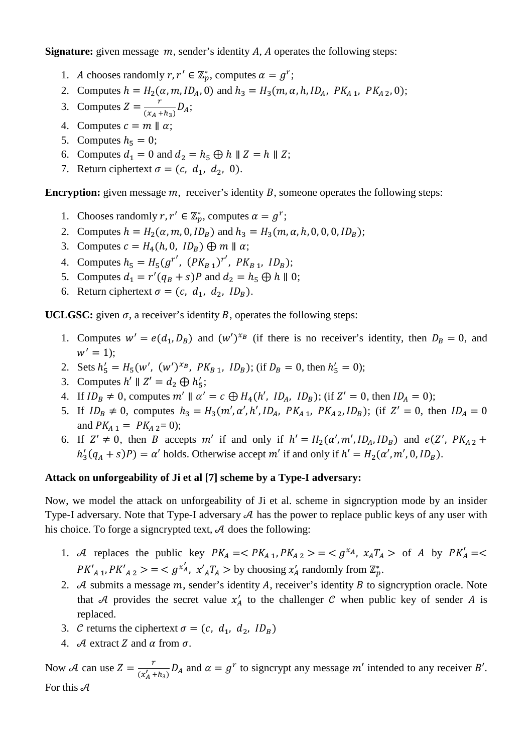**Signature:** given message $m$, sender's identity $A$, $A$ operates the following steps:

1. $A$ chooses randomly $r, r' \in \mathbb{Z}_p^*$, computes $\alpha = g^r$;
2. Computes $h = H_2(\alpha, m, ID_A, 0)$ and $h_3 = H_3(m, \alpha, h, ID_A,\ PK_{A\,1},\ PK_{A\,2}, 0)$;
3. Computes $Z = \frac{r}{(x_A + h_3)} D_A$;
4. Computes $c = m \parallel \alpha$;
5. Computes $h_5 = 0$;
6. Computes $d_1 = 0$ and $d_2 = h_5 \oplus h \parallel Z = h \parallel Z$;
7. Return ciphertext $\sigma = (c,\ d_1,\ d_2,\ 0)$.

**Encryption:** given message $m$, receiver's identity $B$, someone operates the following steps:

1. Chooses randomly $r, r' \in \mathbb{Z}_p^*$, computes $\alpha = g^r$;
2. Computes $h = H_2(\alpha, m, 0, ID_B)$ and $h_3 = H_3(m, \alpha, h, 0, 0, 0, ID_B)$;
3. Computes $c = H_4(h, 0,\ ID_B) \oplus m \parallel \alpha$;
4. Computes $h_5 = H_5(g^{r'},\ (PK_{B\,1})^{r'},\ PK_{B\,1},\ ID_B)$;
5. Computes $d_1 = r'(q_B + s)P$ and $d_2 = h_5 \oplus h \parallel 0$;
6. Return ciphertext $\sigma = (c,\ d_1,\ d_2,\ ID_B)$.

**UCLGSC:** given $\sigma$, a receiver's identity $B$, operates the following steps:

1. Computes $w' = e(d_1, D_B)$ and $(w')^{x_B}$ (if there is no receiver's identity, then $D_B = 0$, and $w' = 1$);
2. Sets $h_5' = H_5(w',\ (w')^{x_B},\ PK_{B\,1},\ ID_B)$; (if $D_B = 0$, then $h_5' = 0$);
3. Computes $h' \parallel Z' = d_2 \oplus h_5'$;
4. If $ID_B \neq 0$, computes $m' \parallel \alpha' = c \oplus H_4(h',\ ID_A,\ ID_B)$; (if $Z' = 0$, then $ID_A = 0$);
5. If $ID_B \neq 0$, computes $h_3 = H_3(m', \alpha', h', ID_A,\ PK_{A\,1},\ PK_{A\,2}, ID_B)$; (if $Z' = 0$, then $ID_A = 0$ and $PK_{A\,1} =\ PK_{A\,2} = 0$);
6. If $Z' \neq 0$, then $B$ accepts $m'$ if and only if $h' = H_2(\alpha', m', ID_A, ID_B)$ and $e(Z',\ PK_{A\,2} + h_3'(q_A + s)P) = \alpha'$ holds. Otherwise accept $m'$ if and only if $h' = H_2(\alpha', m', 0, ID_B)$.

**Attack on unforgeability of Ji et al [7] scheme by a Type-I adversary:**

Now, we model the attack on unforgeability of Ji et al. scheme in signcryption mode by an insider Type-I adversary. Note that Type-I adversary $\mathcal{A}$ has the power to replace public keys of any user with his choice. To forge a signcrypted text, $\mathcal{A}$ does the following:

1. $\mathcal{A}$ replaces the public key $PK_A = < PK_{A\,1}, PK_{A\,2} > = < g^{x_A},\ x_A T_A >$ of $A$ by $PK_A' = < PK'_{A\,1}, PK'_{A\,2} > = < g^{x_A'},\ x'_A T_A >$ by choosing $x_A'$ randomly from $\mathbb{Z}_p^*$.
2. $\mathcal{A}$ submits a message $m$, sender's identity $A$, receiver's identity $B$ to signcryption oracle. Note that $\mathcal{A}$ provides the secret value $x_A'$ to the challenger $\mathcal{C}$ when public key of sender $A$ is replaced.
3. $\mathcal{C}$ returns the ciphertext $\sigma = (c,\ d_1,\ d_2,\ ID_B)$
4. $\mathcal{A}$ extract $Z$ and $\alpha$ from $\sigma$.

Now $\mathcal{A}$ can use $Z = \frac{r}{(x_A' + h_3)} D_A$ and $\alpha = g^r$ to signcrypt any message $m'$ intended to any receiver $B'$. For this $\mathcal{A}$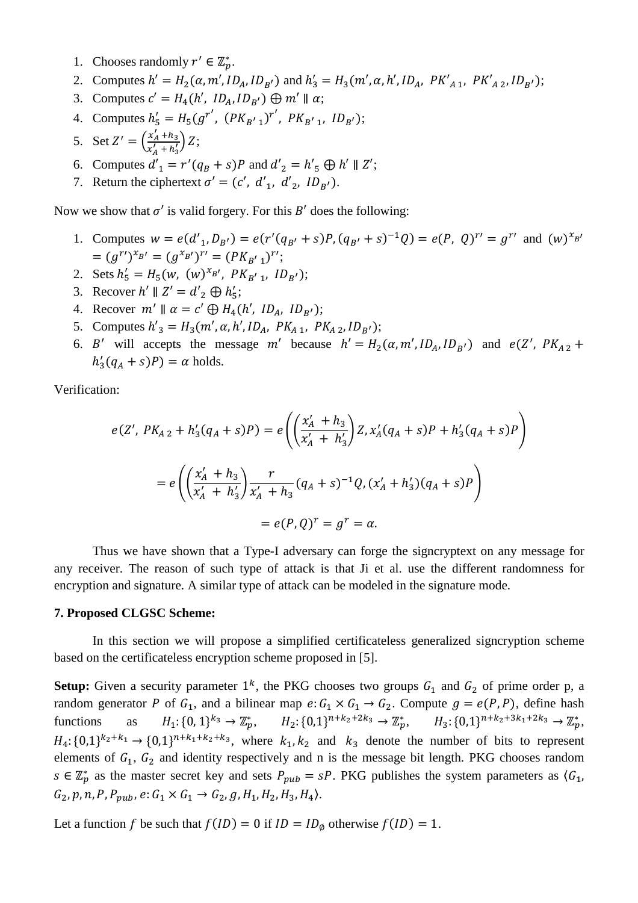1. Chooses randomly $r' \in \mathbb{Z}_p^*$.
2. Computes $h' = H_2(\alpha, m', ID_A, ID_{B'})$ and $h_3' = H_3(m', \alpha, h', ID_A, PK'_{A\,1}, PK'_{A\,2}, ID_{B'})$;
3. Computes $c' = H_4(h', ID_A, ID_{B'}) \oplus m' \parallel \alpha$;
4. Computes $h_5' = H_5(g^{r'}, (PK_{B'\,1})^{r'}, PK_{B'\,1}, ID_{B'})$;
5. Set $Z' = \left(\frac{x_A' + h_3}{x_A' + h_3'}\right) Z$;
6. Computes $d'_1 = r'(q_B + s)P$ and $d'_2 = h'_5 \oplus h' \parallel Z'$;
7. Return the ciphertext $\sigma' = (c', d'_1, d'_2, ID_{B'})$.

Now we show that $\sigma'$ is valid forgery. For this $B'$ does the following:

1. Computes $w = e(d'_1, D_{B'}) = e(r'(q_{B'} + s)P, (q_{B'} + s)^{-1}Q) = e(P, Q)^{r'} = g^{r'}$ and $(w)^{x_{B'}} = (g^{r'})^{x_{B'}} = (g^{x_{B'}})^{r'} = (PK_{B'\,1})^{r'}$;
2. Sets $h_5' = H_5(w, (w)^{x_{B'}}, PK_{B'\,1}, ID_{B'})$;
3. Recover $h' \parallel Z' = d'_2 \oplus h_5'$;
4. Recover $m' \parallel \alpha = c' \oplus H_4(h', ID_A, ID_{B'})$;
5. Computes $h'_3 = H_3(m', \alpha, h', ID_A, PK_{A\,1}, PK_{A\,2}, ID_{B'})$;
6. $B'$ will accepts the message $m'$ because $h' = H_2(\alpha, m', ID_A, ID_{B'})$ and $e(Z', PK_{A\,2} + h_3'(q_A + s)P) = \alpha$ holds.

Verification:

$$e(Z', PK_{A\,2} + h_3'(q_A + s)P) = e\left(\left(\frac{x_A' + h_3}{x_A' + h_3'}\right) Z, x_A'(q_A + s)P + h_3'(q_A + s)P\right)$$

$$= e\left(\left(\frac{x_A' + h_3}{x_A' + h_3'}\right) \frac{r}{x_A' + h_3}(q_A + s)^{-1}Q, (x_A' + h_3')(q_A + s)P\right)$$

$$= e(P, Q)^r = g^r = \alpha.$$

Thus we have shown that a Type-I adversary can forge the signcryptext on any message for any receiver. The reason of such type of attack is that Ji et al. use the different randomness for encryption and signature. A similar type of attack can be modeled in the signature mode.

**7. Proposed CLGSC Scheme:**

In this section we will propose a simplified certificateless generalized signcryption scheme based on the certificateless encryption scheme proposed in [5].

**Setup:** Given a security parameter $1^k$, the PKG chooses two groups $G_1$ and $G_2$ of prime order p, a random generator $P$ of $G_1$, and a bilinear map $e: G_1 \times G_1 \to G_2$. Compute $g = e(P, P)$, define hash functions as $H_1: \{0,1\}^{k_3} \to \mathbb{Z}_p^*$, $H_2: \{0,1\}^{n+k_2+2k_3} \to \mathbb{Z}_p^*$, $H_3: \{0,1\}^{n+k_2+3k_1+2k_3} \to \mathbb{Z}_p^*$, $H_4: \{0,1\}^{k_2+k_1} \to \{0,1\}^{n+k_1+k_2+k_3}$, where $k_1, k_2$ and $k_3$ denote the number of bits to represent elements of $G_1$, $G_2$ and identity respectively and n is the message bit length. PKG chooses random $s \in \mathbb{Z}_p^*$ as the master secret key and sets $P_{pub} = sP$. PKG publishes the system parameters as $\langle G_1, G_2, p, n, P, P_{pub}, e: G_1 \times G_1 \to G_2, g, H_1, H_2, H_3, H_4 \rangle$.

Let a function $f$ be such that $f(ID) = 0$ if $ID = ID_\emptyset$ otherwise $f(ID) = 1$.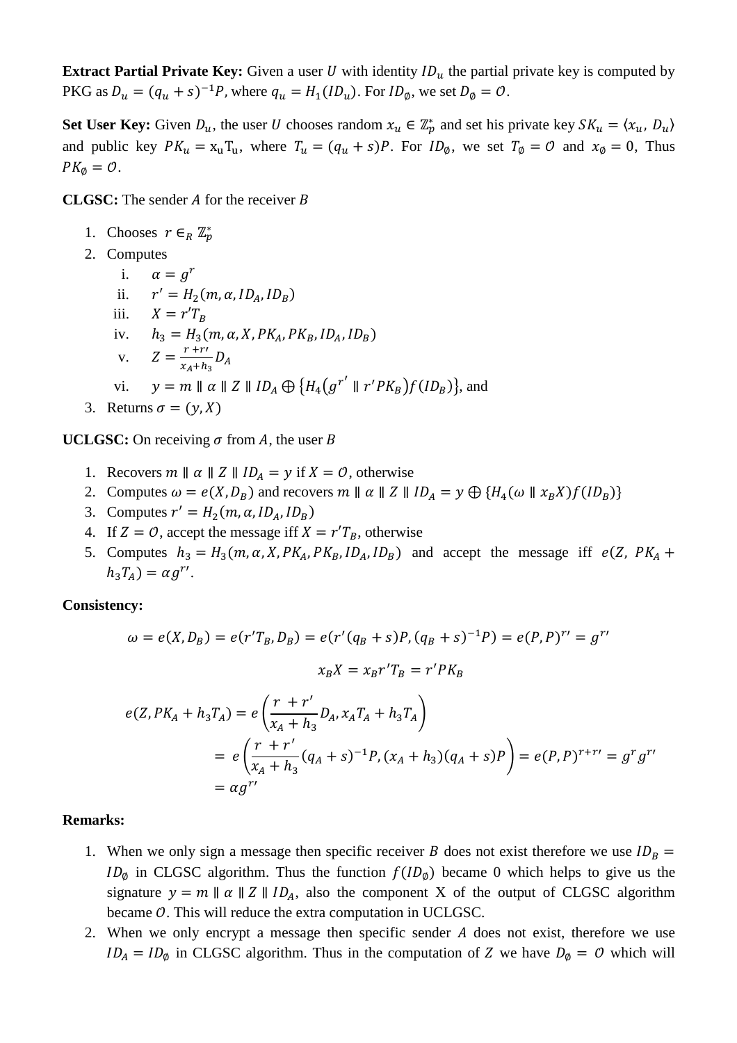**Extract Partial Private Key:** Given a user $U$ with identity $ID_u$ the partial private key is computed by PKG as $D_u = (q_u + s)^{-1}P$, where $q_u = H_1(ID_u)$. For $ID_\emptyset$, we set $D_\emptyset = \mathcal{O}$.

**Set User Key:** Given $D_u$, the user $U$ chooses random $x_u \in \mathbb{Z}_p^*$ and set his private key $SK_u = \langle x_u, D_u \rangle$ and public key $PK_u = x_u T_u$, where $T_u = (q_u + s)P$. For $ID_\emptyset$, we set $T_\emptyset = \mathcal{O}$ and $x_\emptyset = 0$, Thus $PK_\emptyset = \mathcal{O}$.

**CLGSC:** The sender $A$ for the receiver $B$

1. Chooses $r \in_R \mathbb{Z}_p^*$
2. Computes
   i. $\alpha = g^r$
   ii. $r' = H_2(m, \alpha, ID_A, ID_B)$
   iii. $X = r'T_B$
   iv. $h_3 = H_3(m, \alpha, X, PK_A, PK_B, ID_A, ID_B)$
   v. $Z = \frac{r + r'}{x_A + h_3} D_A$
   vi. $y = m \parallel \alpha \parallel Z \parallel ID_A \oplus \{H_4(g^{r'} \parallel r'PK_B) f(ID_B)\}$, and
3. Returns $\sigma = (y, X)$

**UCLGSC:** On receiving $\sigma$ from $A$, the user $B$

1. Recovers $m \parallel \alpha \parallel Z \parallel ID_A = y$ if $X = \mathcal{O}$, otherwise
2. Computes $\omega = e(X, D_B)$ and recovers $m \parallel \alpha \parallel Z \parallel ID_A = y \oplus \{H_4(\omega \parallel x_B X) f(ID_B)\}$
3. Computes $r' = H_2(m, \alpha, ID_A, ID_B)$
4. If $Z = \mathcal{O}$, accept the message iff $X = r'T_B$, otherwise
5. Computes $h_3 = H_3(m, \alpha, X, PK_A, PK_B, ID_A, ID_B)$ and accept the message iff $e(Z, PK_A + h_3 T_A) = \alpha g^{r'}$.

**Consistency:**

$$\omega = e(X, D_B) = e(r'T_B, D_B) = e(r'(q_B + s)P, (q_B + s)^{-1}P) = e(P, P)^{r'} = g^{r'}$$

$$x_B X = x_B r' T_B = r' PK_B$$

$$\begin{aligned} e(Z, PK_A + h_3 T_A) &= e\left(\frac{r + r'}{x_A + h_3} D_A, x_A T_A + h_3 T_A\right) \\ &= e\left(\frac{r + r'}{x_A + h_3}(q_A + s)^{-1}P, (x_A + h_3)(q_A + s)P\right) = e(P, P)^{r + r'} = g^r g^{r'} \\ &= \alpha g^{r'} \end{aligned}$$

**Remarks:**

1. When we only sign a message then specific receiver $B$ does not exist therefore we use $ID_B = ID_\emptyset$ in CLGSC algorithm. Thus the function $f(ID_\emptyset)$ became 0 which helps to give us the signature $y = m \parallel \alpha \parallel Z \parallel ID_A$, also the component X of the output of CLGSC algorithm became $\mathcal{O}$. This will reduce the extra computation in UCLGSC.
2. When we only encrypt a message then specific sender $A$ does not exist, therefore we use $ID_A = ID_\emptyset$ in CLGSC algorithm. Thus in the computation of $Z$ we have $D_\emptyset = \mathcal{O}$ which will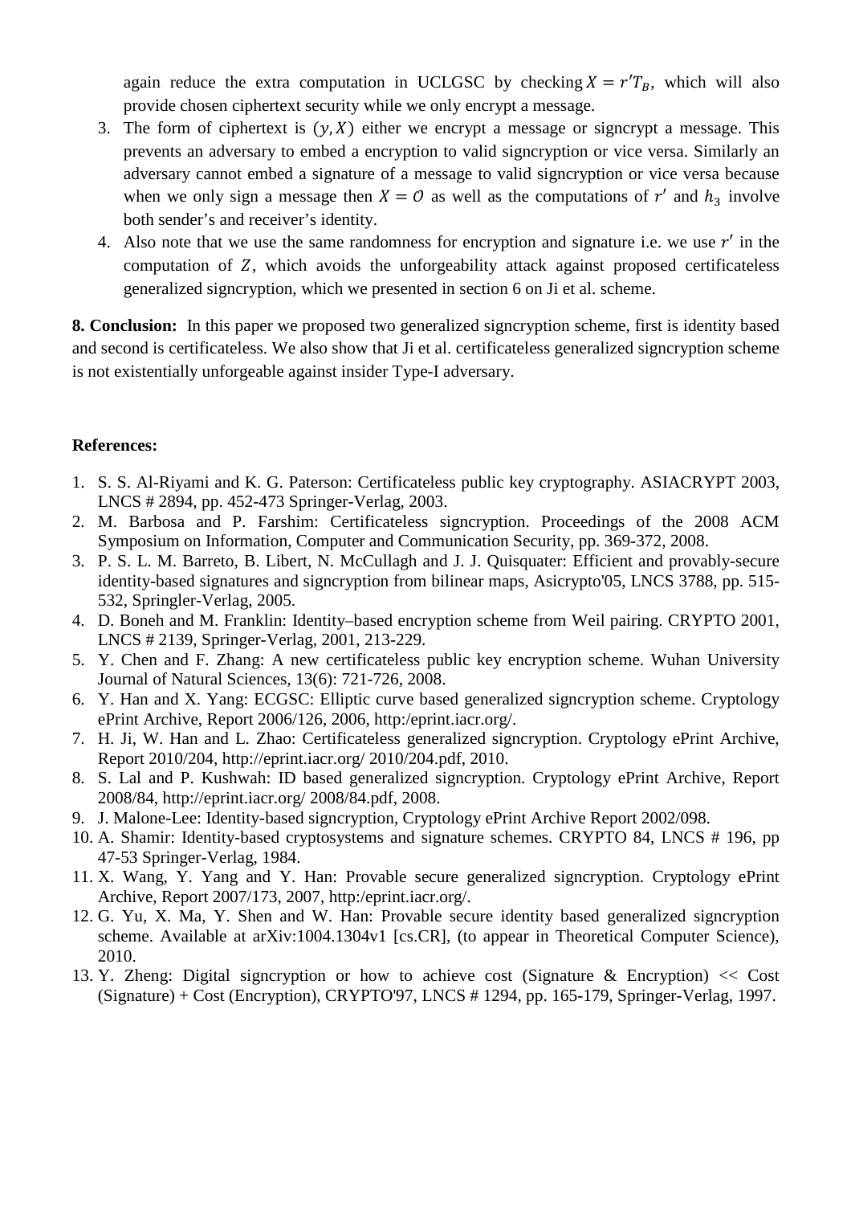again reduce the extra computation in UCLGSC by checking $X = r'T_B$, which will also provide chosen ciphertext security while we only encrypt a message.

3. The form of ciphertext is $(y, X)$ either we encrypt a message or signcrypt a message. This prevents an adversary to embed a encryption to valid signcryption or vice versa. Similarly an adversary cannot embed a signature of a message to valid signcryption or vice versa because when we only sign a message then $X = \mathcal{O}$ as well as the computations of $r'$ and $h_3$ involve both sender's and receiver's identity.
4. Also note that we use the same randomness for encryption and signature i.e. we use $r'$ in the computation of $Z$, which avoids the unforgeability attack against proposed certificateless generalized signcryption, which we presented in section 6 on Ji et al. scheme.

**8. Conclusion:** In this paper we proposed two generalized signcryption scheme, first is identity based and second is certificateless. We also show that Ji et al. certificateless generalized signcryption scheme is not existentially unforgeable against insider Type-I adversary.

**References:**

1. S. S. Al-Riyami and K. G. Paterson: Certificateless public key cryptography. ASIACRYPT 2003, LNCS # 2894, pp. 452-473 Springer-Verlag, 2003.
2. M. Barbosa and P. Farshim: Certificateless signcryption. Proceedings of the 2008 ACM Symposium on Information, Computer and Communication Security, pp. 369-372, 2008.
3. P. S. L. M. Barreto, B. Libert, N. McCullagh and J. J. Quisquater: Efficient and provably-secure identity-based signatures and signcryption from bilinear maps, Asicrypto'05, LNCS 3788, pp. 515-532, Springler-Verlag, 2005.
4. D. Boneh and M. Franklin: Identity–based encryption scheme from Weil pairing. CRYPTO 2001, LNCS # 2139, Springer-Verlag, 2001, 213-229.
5. Y. Chen and F. Zhang: A new certificateless public key encryption scheme. Wuhan University Journal of Natural Sciences, 13(6): 721-726, 2008.
6. Y. Han and X. Yang: ECGSC: Elliptic curve based generalized signcryption scheme. Cryptology ePrint Archive, Report 2006/126, 2006, http:/eprint.iacr.org/.
7. H. Ji, W. Han and L. Zhao: Certificateless generalized signcryption. Cryptology ePrint Archive, Report 2010/204, http://eprint.iacr.org/ 2010/204.pdf, 2010.
8. S. Lal and P. Kushwah: ID based generalized signcryption. Cryptology ePrint Archive, Report 2008/84, http://eprint.iacr.org/ 2008/84.pdf, 2008.
9. J. Malone-Lee: Identity-based signcryption, Cryptology ePrint Archive Report 2002/098.
10. A. Shamir: Identity-based cryptosystems and signature schemes. CRYPTO 84, LNCS # 196, pp 47-53 Springer-Verlag, 1984.
11. X. Wang, Y. Yang and Y. Han: Provable secure generalized signcryption. Cryptology ePrint Archive, Report 2007/173, 2007, http:/eprint.iacr.org/.
12. G. Yu, X. Ma, Y. Shen and W. Han: Provable secure identity based generalized signcryption scheme. Available at arXiv:1004.1304v1 [cs.CR], (to appear in Theoretical Computer Science), 2010.
13. Y. Zheng: Digital signcryption or how to achieve cost (Signature & Encryption) << Cost (Signature) + Cost (Encryption), CRYPTO'97, LNCS # 1294, pp. 165-179, Springer-Verlag, 1997.